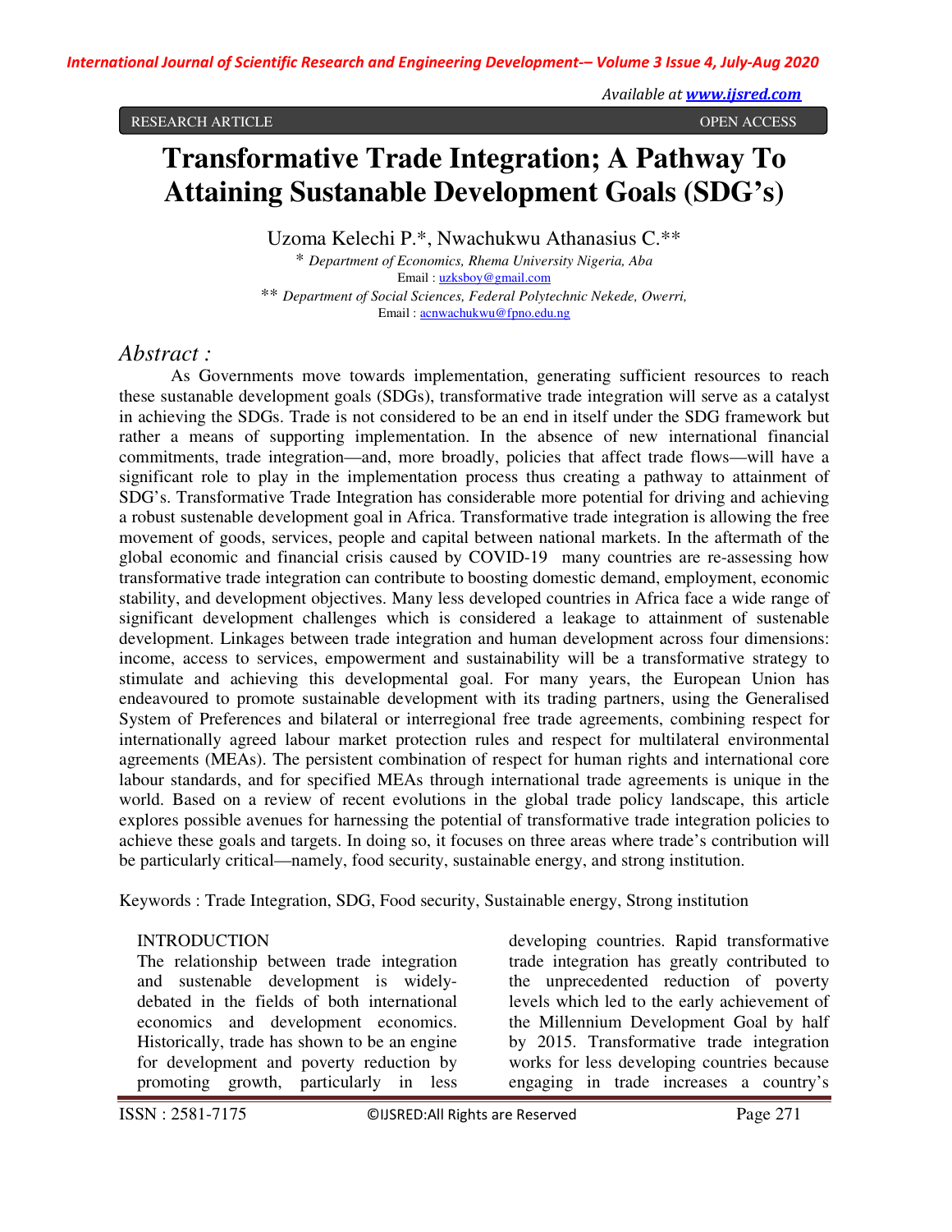RESEARCH ARTICLE OPEN ACCESS

# Transformative Trade Integration; A Pathway To Attaining Sustanable Development Goals (SDG's)

Uzoma Kelechi P.*, Nwachukwu Athanasius C.**

\* *Department of Economics, Rhema University Nigeria, Aba*
Email : uzksboy@gmail.com

\*\* *Department of Social Sciences, Federal Polytechnic Nekede, Owerri,*
Email : acnwachukwu@fpno.edu.ng

## *Abstract :*

As Governments move towards implementation, generating sufficient resources to reach these sustainable development goals (SDGs), transformative trade integration will serve as a catalyst in achieving the SDGs. Trade is not considered to be an end in itself under the SDG framework but rather a means of supporting implementation. In the absence of new international financial commitments, trade integration—and, more broadly, policies that affect trade flows—will have a significant role to play in the implementation process thus creating a pathway to attainment of SDG's. Transformative Trade Integration has considerable more potential for driving and achieving a robust sustenable development goal in Africa. Transformative trade integration is allowing the free movement of goods, services, people and capital between national markets. In the aftermath of the global economic and financial crisis caused by COVID-19 many countries are re-assessing how transformative trade integration can contribute to boosting domestic demand, employment, economic stability, and development objectives. Many less developed countries in Africa face a wide range of significant development challenges which is considered a leakage to attainment of sustenable development. Linkages between trade integration and human development across four dimensions: income, access to services, empowerment and sustainability will be a transformative strategy to stimulate and achieving this developmental goal. For many years, the European Union has endeavoured to promote sustainable development with its trading partners, using the Generalised System of Preferences and bilateral or interregional free trade agreements, combining respect for internationally agreed labour market protection rules and respect for multilateral environmental agreements (MEAs). The persistent combination of respect for human rights and international core labour standards, and for specified MEAs through international trade agreements is unique in the world. Based on a review of recent evolutions in the global trade policy landscape, this article explores possible avenues for harnessing the potential of transformative trade integration policies to achieve these goals and targets. In doing so, it focuses on three areas where trade's contribution will be particularly critical—namely, food security, sustainable energy, and strong institution.

Keywords : Trade Integration, SDG, Food security, Sustainable energy, Strong institution

## INTRODUCTION

The relationship between trade integration and sustenable development is widely-debated in the fields of both international economics and development economics. Historically, trade has shown to be an engine for development and poverty reduction by promoting growth, particularly in less developing countries. Rapid transformative trade integration has greatly contributed to the unprecedented reduction of poverty levels which led to the early achievement of the Millennium Development Goal by half by 2015. Transformative trade integration works for less developing countries because engaging in trade increases a country's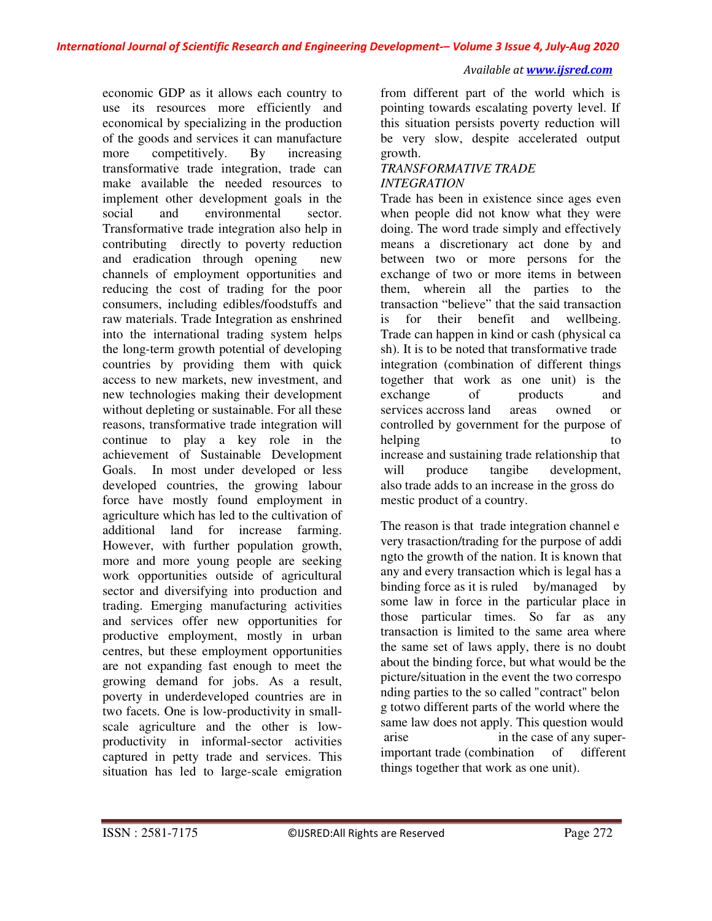economic GDP as it allows each country to use its resources more efficiently and economical by specializing in the production of the goods and services it can manufacture more competitively. By increasing transformative trade integration, trade can make available the needed resources to implement other development goals in the social and environmental sector. Transformative trade integration also help in contributing directly to poverty reduction and eradication through opening new channels of employment opportunities and reducing the cost of trading for the poor consumers, including edibles/foodstuffs and raw materials. Trade Integration as enshrined into the international trading system helps the long-term growth potential of developing countries by providing them with quick access to new markets, new investment, and new technologies making their development without depleting or sustainable. For all these reasons, transformative trade integration will continue to play a key role in the achievement of Sustainable Development Goals. In most under developed or less developed countries, the growing labour force have mostly found employment in agriculture which has led to the cultivation of additional land for increase farming. However, with further population growth, more and more young people are seeking work opportunities outside of agricultural sector and diversifying into production and trading. Emerging manufacturing activities and services offer new opportunities for productive employment, mostly in urban centres, but these employment opportunities are not expanding fast enough to meet the growing demand for jobs. As a result, poverty in underdeveloped countries are in two facets. One is low-productivity in small-scale agriculture and the other is low-productivity in informal-sector activities captured in petty trade and services. This situation has led to large-scale emigration from different part of the world which is pointing towards escalating poverty level. If this situation persists poverty reduction will be very slow, despite accelerated output growth.

*TRANSFORMATIVE TRADE INTEGRATION*

Trade has been in existence since ages even when people did not know what they were doing. The word trade simply and effectively means a discretionary act done by and between two or more persons for the exchange of two or more items in between them, wherein all the parties to the transaction "believe" that the said transaction is for their benefit and wellbeing. Trade can happen in kind or cash (physical cash). It is to be noted that transformative trade integration (combination of different things together that work as one unit) is the exchange of products and services accross land areas owned or controlled by government for the purpose of helping to increase and sustaining trade relationship that will produce tangibe development, also trade adds to an increase in the gross domestic product of a country.

The reason is that trade integration channel every trasaction/trading for the purpose of addingto the growth of the nation. It is known that any and every transaction which is legal has a binding force as it is ruled by/managed by some law in force in the particular place in those particular times. So far as any transaction is limited to the same area where the same set of laws apply, there is no doubt about the binding force, but what would be the picture/situation in the event the two corresponding parties to the so called "contract" belong totwo different parts of the world where the same law does not apply. This question would arise in the case of any super-important trade (combination of different things together that work as one unit).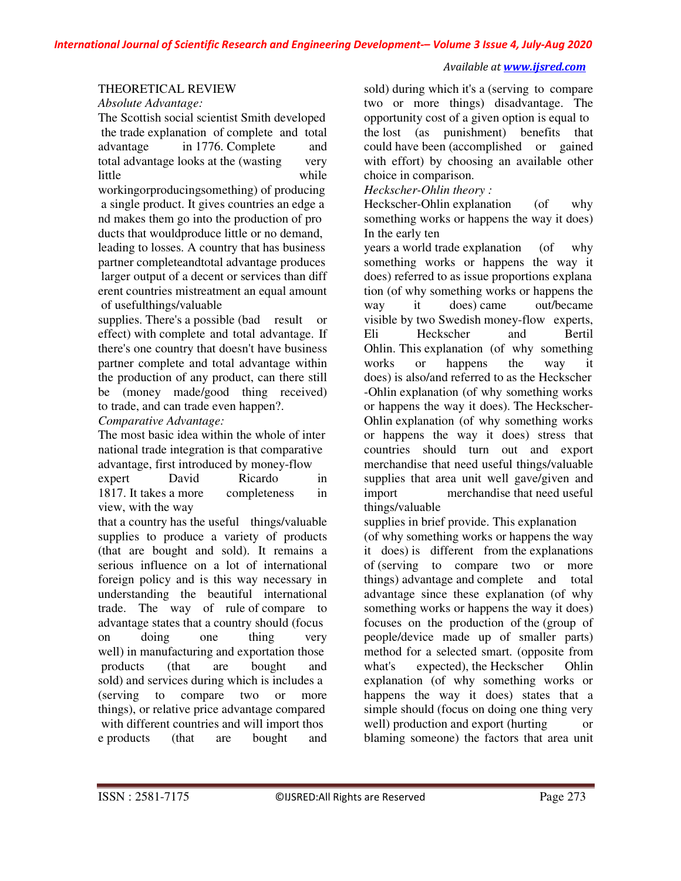THEORETICAL REVIEW

*Absolute Advantage:*

The Scottish social scientist Smith developed the trade explanation of complete and total advantage in 1776. Complete and total advantage looks at the (wasting very little while workingorproducingsomething) of producing a single product. It gives countries an edge a nd makes them go into the production of pro ducts that wouldproduce little or no demand, leading to losses. A country that has business partner completeandtotal advantage produces larger output of a decent or services than diff erent countries mistreatment an equal amount of usefulthings/valuable supplies. There's a possible (bad result or effect) with complete and total advantage. If there's one country that doesn't have business partner complete and total advantage within the production of any product, can there still be (money made/good thing received) to trade, and can trade even happen?.

*Comparative Advantage:*

The most basic idea within the whole of inter national trade integration is that comparative advantage, first introduced by money-flow expert David Ricardo in 1817. It takes a more completeness in view, with the way that a country has the useful things/valuable supplies to produce a variety of products (that are bought and sold). It remains a serious influence on a lot of international foreign policy and is this way necessary in understanding the beautiful international trade. The way of rule of compare to advantage states that a country should (focus on doing one thing very well) in manufacturing and exportation those products (that are bought and sold) and services during which is includes a (serving to compare two or more things), or relative price advantage compared with different countries and will import thos e products (that are bought and sold) during which it's a (serving to compare two or more things) disadvantage. The opportunity cost of a given option is equal to the lost (as punishment) benefits that could have been (accomplished or gained with effort) by choosing an available other choice in comparison.

*Heckscher-Ohlin theory :*

Heckscher-Ohlin explanation (of why something works or happens the way it does) In the early ten years a world trade explanation (of why something works or happens the way it does) referred to as issue proportions explana tion (of why something works or happens the way it does) came out/became visible by two Swedish money-flow experts, Eli Heckscher and Bertil Ohlin. This explanation (of why something works or happens the way it does) is also/and referred to as the Heckscher -Ohlin explanation (of why something works or happens the way it does). The Heckscher-Ohlin explanation (of why something works or happens the way it does) stress that countries should turn out and export merchandise that need useful things/valuable supplies that area unit well gave/given and import merchandise that need useful things/valuable supplies in brief provide. This explanation (of why something works or happens the way it does) is different from the explanations of (serving to compare two or more things) advantage and complete and total advantage since these explanation (of why something works or happens the way it does) focuses on the production of the (group of people/device made up of smaller parts) method for a selected smart. (opposite from what's expected), the Heckscher Ohlin explanation (of why something works or happens the way it does) states that a simple should (focus on doing one thing very well) production and export (hurting or blaming someone) the factors that area unit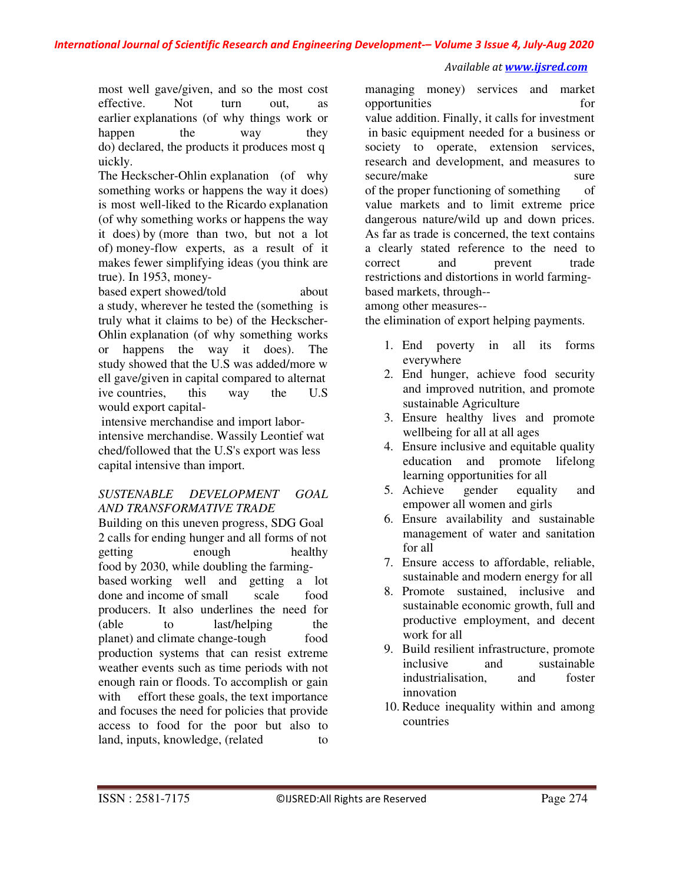most well gave/given, and so the most cost effective. Not turn out, as earlier explanations (of why things work or happen the way they do) declared, the products it produces most quickly.

The Heckscher-Ohlin explanation (of why something works or happens the way it does) is most well-liked to the Ricardo explanation (of why something works or happens the way it does) by (more than two, but not a lot of) money-flow experts, as a result of it makes fewer simplifying ideas (you think are true). In 1953, money-based expert showed/told about a study, wherever he tested the (something is truly what it claims to be) of the Heckscher-Ohlin explanation (of why something works or happens the way it does). The study showed that the U.S was added/more well gave/given in capital compared to alternative countries, this way the U.S would export capital-intensive merchandise and import labor-intensive merchandise. Wassily Leontief watched/followed that the U.S's export was less capital intensive than import.

*SUSTENABLE DEVELOPMENT GOAL AND TRANSFORMATIVE TRADE*

Building on this uneven progress, SDG Goal 2 calls for ending hunger and all forms of not getting enough healthy food by 2030, while doubling the farming-based working well and getting a lot done and income of small scale food producers. It also underlines the need for (able to last/helping the planet) and climate change-tough food production systems that can resist extreme weather events such as time periods with not enough rain or floods. To accomplish or gain with effort these goals, the text importance and focuses the need for policies that provide access to food for the poor but also to land, inputs, knowledge, (related to managing money) services and market opportunities for value addition. Finally, it calls for investment in basic equipment needed for a business or society to operate, extension services, research and development, and measures to secure/make sure of the proper functioning of something of value markets and to limit extreme price dangerous nature/wild up and down prices. As far as trade is concerned, the text contains a clearly stated reference to the need to correct and prevent trade restrictions and distortions in world farming-based markets, through--among other measures--the elimination of export helping payments.

1. End poverty in all its forms everywhere
2. End hunger, achieve food security and improved nutrition, and promote sustainable Agriculture
3. Ensure healthy lives and promote wellbeing for all at all ages
4. Ensure inclusive and equitable quality education and promote lifelong learning opportunities for all
5. Achieve gender equality and empower all women and girls
6. Ensure availability and sustainable management of water and sanitation for all
7. Ensure access to affordable, reliable, sustainable and modern energy for all
8. Promote sustained, inclusive and sustainable economic growth, full and productive employment, and decent work for all
9. Build resilient infrastructure, promote inclusive and sustainable industrialisation, and foster innovation
10. Reduce inequality within and among countries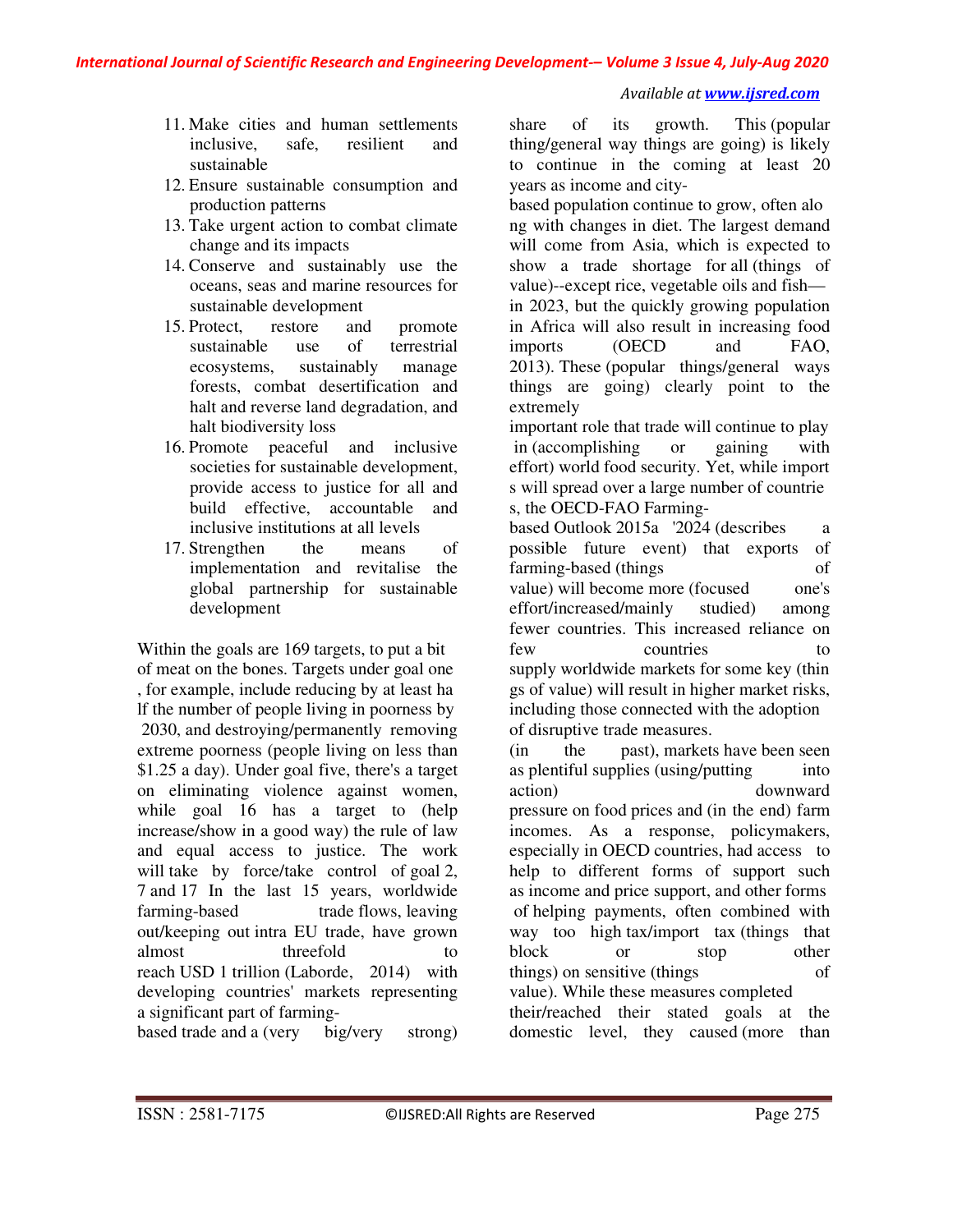11. Make cities and human settlements inclusive, safe, resilient and sustainable
12. Ensure sustainable consumption and production patterns
13. Take urgent action to combat climate change and its impacts
14. Conserve and sustainably use the oceans, seas and marine resources for sustainable development
15. Protect, restore and promote sustainable use of terrestrial ecosystems, sustainably manage forests, combat desertification and halt and reverse land degradation, and halt biodiversity loss
16. Promote peaceful and inclusive societies for sustainable development, provide access to justice for all and build effective, accountable and inclusive institutions at all levels
17. Strengthen the means of implementation and revitalise the global partnership for sustainable development

Within the goals are 169 targets, to put a bit of meat on the bones. Targets under goal one, for example, include reducing by at least half the number of people living in poorness by 2030, and destroying/permanently removing extreme poorness (people living on less than $1.25 a day). Under goal five, there's a target on eliminating violence against women, while goal 16 has a target to (help increase/show in a good way) the rule of law and equal access to justice. The work will take by force/take control of goal 2, 7 and 17 In the last 15 years, worldwide farming-based trade flows, leaving out/keeping out intra EU trade, have grown almost threefold to reach USD 1 trillion (Laborde, 2014) with developing countries' markets representing a significant part of farming-based trade and a (very big/very strong) share of its growth. This (popular thing/general way things are going) is likely to continue in the coming at least 20 years as income and city-based population continue to grow, often along with changes in diet. The largest demand will come from Asia, which is expected to show a trade shortage for all (things of value)--except rice, vegetable oils and fish—in 2023, but the quickly growing population in Africa will also result in increasing food imports (OECD and FAO, 2013). These (popular things/general ways things are going) clearly point to the extremely important role that trade will continue to play in (accomplishing or gaining with effort) world food security. Yet, while imports will spread over a large number of countries, the OECD-FAO Farming-based Outlook 2015a '2024 (describes a possible future event) that exports of farming-based (things of value) will become more (focused one's effort/increased/mainly studied) among fewer countries. This increased reliance on few countries to supply worldwide markets for some key (things of value) will result in higher market risks, including those connected with the adoption of disruptive trade measures.

(in the past), markets have been seen as plentiful supplies (using/putting into action) downward pressure on food prices and (in the end) farm incomes. As a response, policymakers, especially in OECD countries, had access to help to different forms of support such as income and price support, and other forms of helping payments, often combined with way too high tax/import tax (things that block or stop other things) on sensitive (things of value). While these measures completed their/reached their stated goals at the domestic level, they caused (more than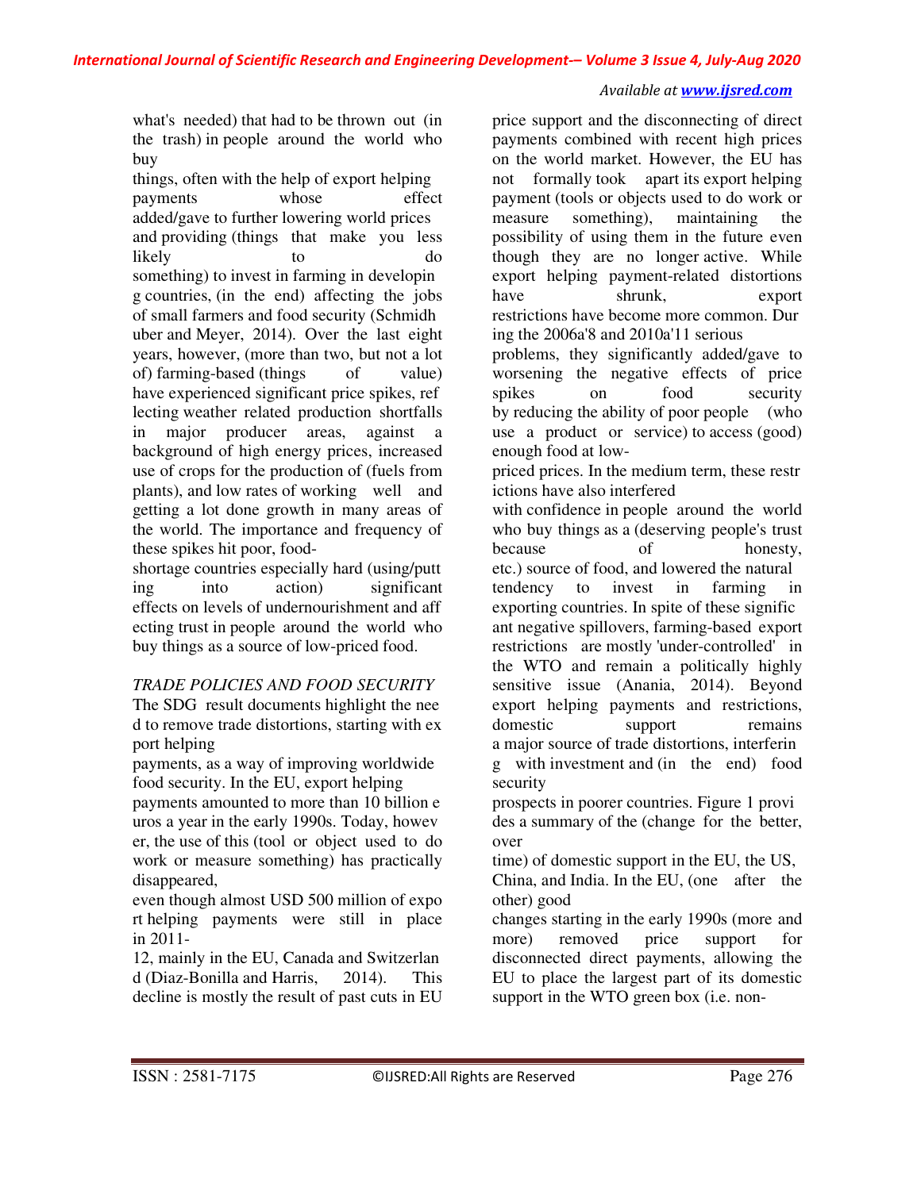what's needed) that had to be thrown out (in the trash) in people around the world who buy things, often with the help of export helping payments whose effect added/gave to further lowering world prices and providing (things that make you less likely to do something) to invest in farming in developing countries, (in the end) affecting the jobs of small farmers and food security (Schmidhuber and Meyer, 2014). Over the last eight years, however, (more than two, but not a lot of) farming-based (things of value) have experienced significant price spikes, reflecting weather related production shortfalls in major producer areas, against a background of high energy prices, increased use of crops for the production of (fuels from plants), and low rates of working well and getting a lot done growth in many areas of the world. The importance and frequency of these spikes hit poor, food-shortage countries especially hard (using/putting into action) significant effects on levels of undernourishment and affecting trust in people around the world who buy things as a source of low-priced food.

*TRADE POLICIES AND FOOD SECURITY*

The SDG result documents highlight the need to remove trade distortions, starting with export helping payments, as a way of improving worldwide food security. In the EU, export helping payments amounted to more than 10 billion euros a year in the early 1990s. Today, however, the use of this (tool or object used to do work or measure something) has practically disappeared, even though almost USD 500 million of export helping payments were still in place in 2011-12, mainly in the EU, Canada and Switzerland (Diaz-Bonilla and Harris, 2014). This decline is mostly the result of past cuts in EU price support and the disconnecting of direct payments combined with recent high prices on the world market. However, the EU has not formally took apart its export helping payment (tools or objects used to do work or measure something), maintaining the possibility of using them in the future even though they are no longer active. While export helping payment-related distortions have shrunk, export restrictions have become more common. During the 2006a'8 and 2010a'11 serious problems, they significantly added/gave to worsening the negative effects of price spikes on food security by reducing the ability of poor people (who use a product or service) to access (good) enough food at low-priced prices. In the medium term, these restrictions have also interfered with confidence in people around the world who buy things as a (deserving people's trust because of honesty, etc.) source of food, and lowered the natural tendency to invest in farming in exporting countries. In spite of these significant negative spillovers, farming-based export restrictions are mostly 'under-controlled' in the WTO and remain a politically highly sensitive issue (Anania, 2014). Beyond export helping payments and restrictions, domestic support remains a major source of trade distortions, interfering with investment and (in the end) food security prospects in poorer countries. Figure 1 provides a summary of the (change for the better, over time) of domestic support in the EU, the US, China, and India. In the EU, (one after the other) good changes starting in the early 1990s (more and more) removed price support for disconnected direct payments, allowing the EU to place the largest part of its domestic support in the WTO green box (i.e. non-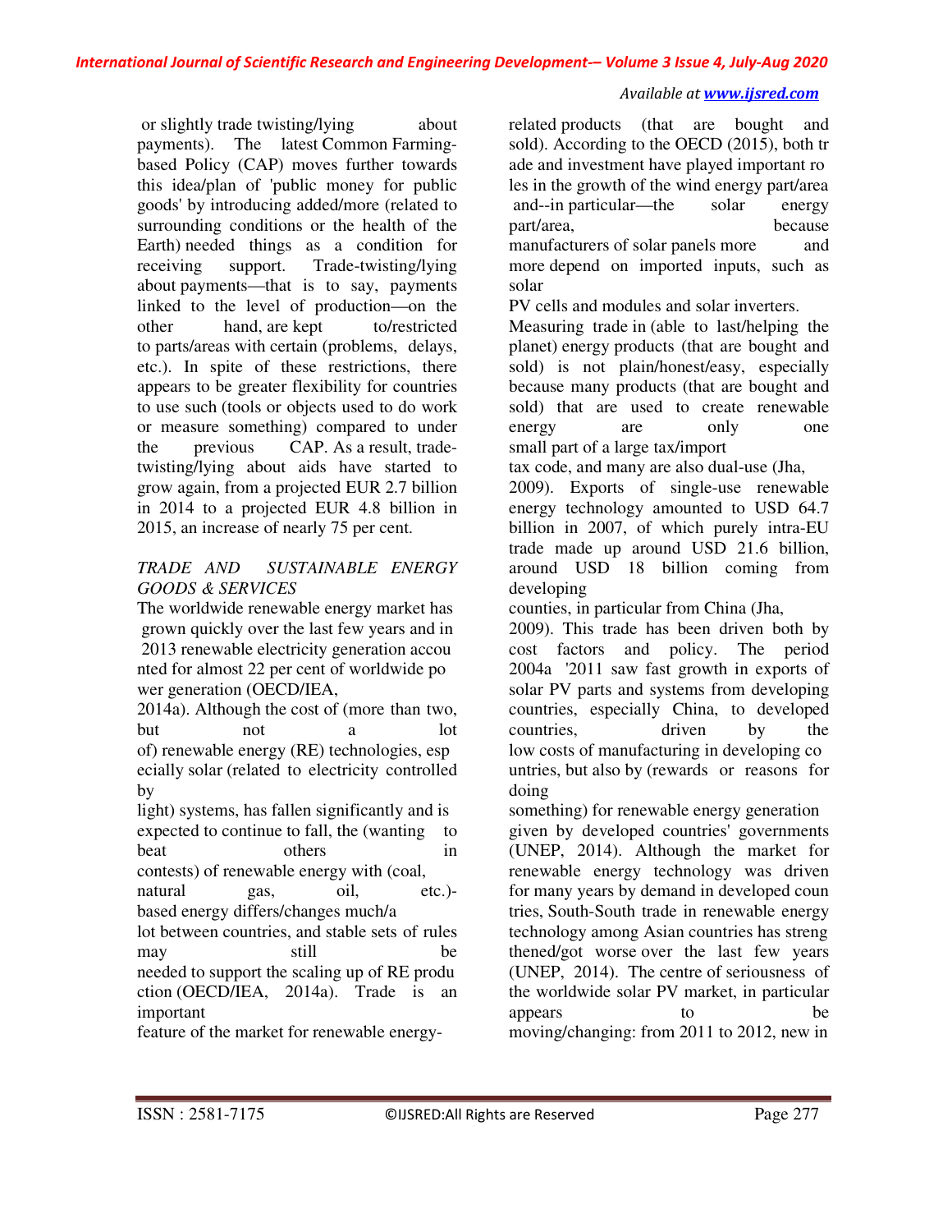or slightly trade twisting/lying about payments). The latest Common Farming-based Policy (CAP) moves further towards this idea/plan of 'public money for public goods' by introducing added/more (related to surrounding conditions or the health of the Earth) needed things as a condition for receiving support. Trade-twisting/lying about payments—that is to say, payments linked to the level of production—on the other hand, are kept to/restricted to parts/areas with certain (problems, delays, etc.). In spite of these restrictions, there appears to be greater flexibility for countries to use such (tools or objects used to do work or measure something) compared to under the previous CAP. As a result, trade-twisting/lying about aids have started to grow again, from a projected EUR 2.7 billion in 2014 to a projected EUR 4.8 billion in 2015, an increase of nearly 75 per cent.

*TRADE AND SUSTAINABLE ENERGY GOODS & SERVICES*

The worldwide renewable energy market has grown quickly over the last few years and in 2013 renewable electricity generation accounted for almost 22 per cent of worldwide power generation (OECD/IEA, 2014a). Although the cost of (more than two, but not a lot of) renewable energy (RE) technologies, especially solar (related to electricity controlled by light) systems, has fallen significantly and is expected to continue to fall, the (wanting to beat others in contests) of renewable energy with (coal, natural gas, oil, etc.)-based energy differs/changes much/a lot between countries, and stable sets of rules may still be needed to support the scaling up of RE production (OECD/IEA, 2014a). Trade is an important feature of the market for renewable energy-related products (that are bought and sold). According to the OECD (2015), both trade and investment have played important roles in the growth of the wind energy part/area and--in particular—the solar energy part/area, because manufacturers of solar panels more and more depend on imported inputs, such as solar PV cells and modules and solar inverters.

Measuring trade in (able to last/helping the planet) energy products (that are bought and sold) is not plain/honest/easy, especially because many products (that are bought and sold) that are used to create renewable energy are only one small part of a large tax/import tax code, and many are also dual-use (Jha, 2009). Exports of single-use renewable energy technology amounted to USD 64.7 billion in 2007, of which purely intra-EU trade made up around USD 21.6 billion, around USD 18 billion coming from developing counties, in particular from China (Jha, 2009). This trade has been driven both by cost factors and policy. The period 2004a '2011 saw fast growth in exports of solar PV parts and systems from developing countries, especially China, to developed countries, driven by the low costs of manufacturing in developing countries, but also by (rewards or reasons for doing something) for renewable energy generation given by developed countries' governments (UNEP, 2014). Although the market for renewable energy technology was driven for many years by demand in developed countries, South-South trade in renewable energy technology among Asian countries has strengthened/got worse over the last few years (UNEP, 2014). The centre of seriousness of the worldwide solar PV market, in particular appears to be moving/changing: from 2011 to 2012, new in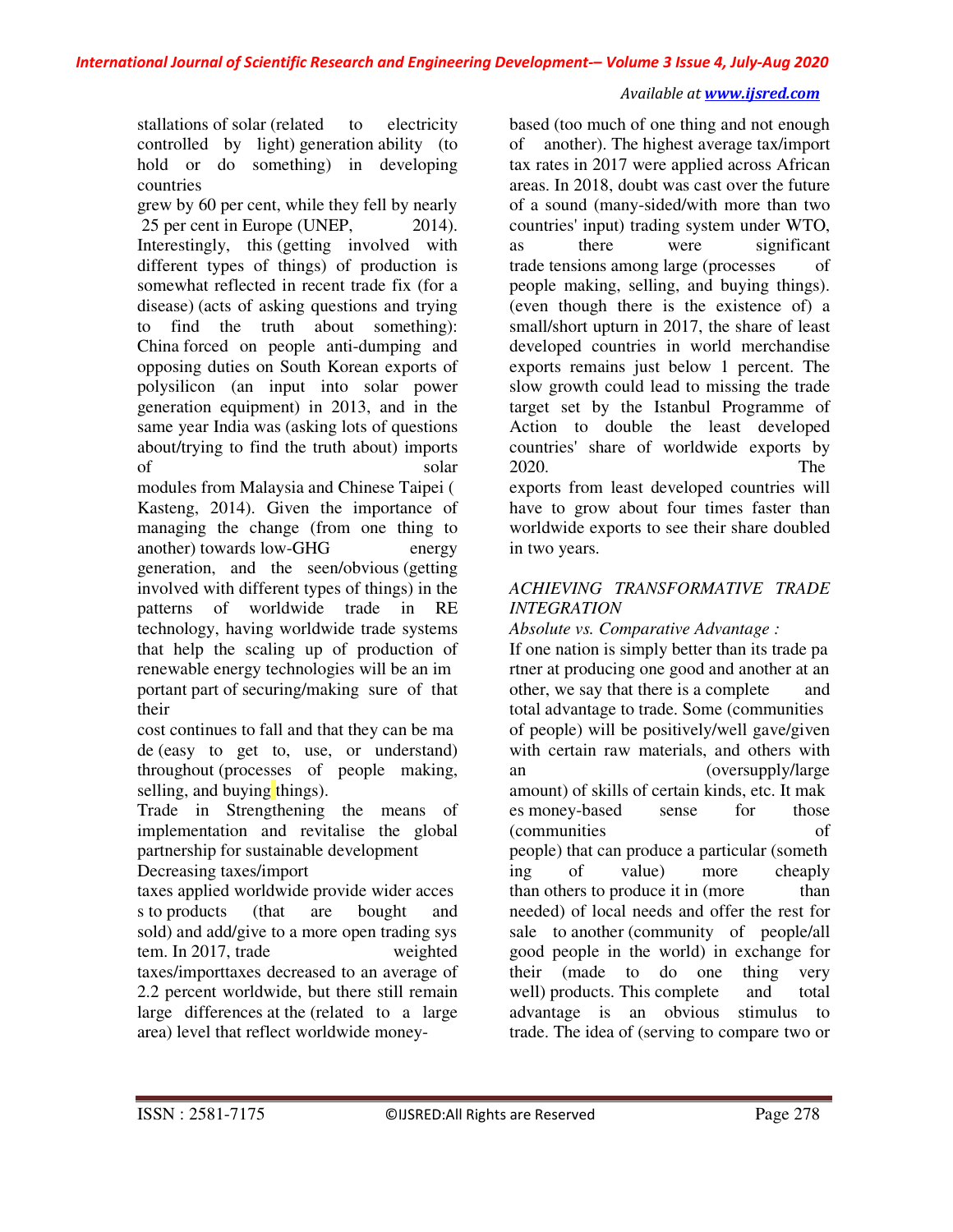stallations of solar (related to electricity controlled by light) generation ability (to hold or do something) in developing countries grew by 60 per cent, while they fell by nearly 25 per cent in Europe (UNEP, 2014). Interestingly, this (getting involved with different types of things) of production is somewhat reflected in recent trade fix (for a disease) (acts of asking questions and trying to find the truth about something): China forced on people anti-dumping and opposing duties on South Korean exports of polysilicon (an input into solar power generation equipment) in 2013, and in the same year India was (asking lots of questions about/trying to find the truth about) imports of solar modules from Malaysia and Chinese Taipei ( Kasteng, 2014). Given the importance of managing the change (from one thing to another) towards low-GHG energy generation, and the seen/obvious (getting involved with different types of things) in the patterns of worldwide trade in RE technology, having worldwide trade systems that help the scaling up of production of renewable energy technologies will be an important part of securing/making sure of that their cost continues to fall and that they can be made (easy to get to, use, or understand) throughout (processes of people making, selling, and buying things).

Trade in Strengthening the means of implementation and revitalise the global partnership for sustainable development

Decreasing taxes/import taxes applied worldwide provide wider access to products (that are bought and sold) and add/give to a more open trading system. In 2017, trade weighted taxes/importtaxes decreased to an average of 2.2 percent worldwide, but there still remain large differences at the (related to a large area) level that reflect worldwide money-based (too much of one thing and not enough of another). The highest average tax/import tax rates in 2017 were applied across African areas. In 2018, doubt was cast over the future of a sound (many-sided/with more than two countries' input) trading system under WTO, as there were significant trade tensions among large (processes of people making, selling, and buying things). (even though there is the existence of) a small/short upturn in 2017, the share of least developed countries in world merchandise exports remains just below 1 percent. The slow growth could lead to missing the trade target set by the Istanbul Programme of Action to double the least developed countries' share of worldwide exports by 2020. The exports from least developed countries will have to grow about four times faster than worldwide exports to see their share doubled in two years.

*ACHIEVING TRANSFORMATIVE TRADE INTEGRATION*

*Absolute vs. Comparative Advantage :*

If one nation is simply better than its trade partner at producing one good and another at another, we say that there is a complete and total advantage to trade. Some (communities of people) will be positively/well gave/given with certain raw materials, and others with an (oversupply/large amount) of skills of certain kinds, etc. It makes money-based sense for those (communities of people) that can produce a particular (something of value) more cheaply than others to produce it in (more than needed) of local needs and offer the rest for sale to another (community of people/all good people in the world) in exchange for their (made to do one thing very well) products. This complete and total advantage is an obvious stimulus to trade. The idea of (serving to compare two or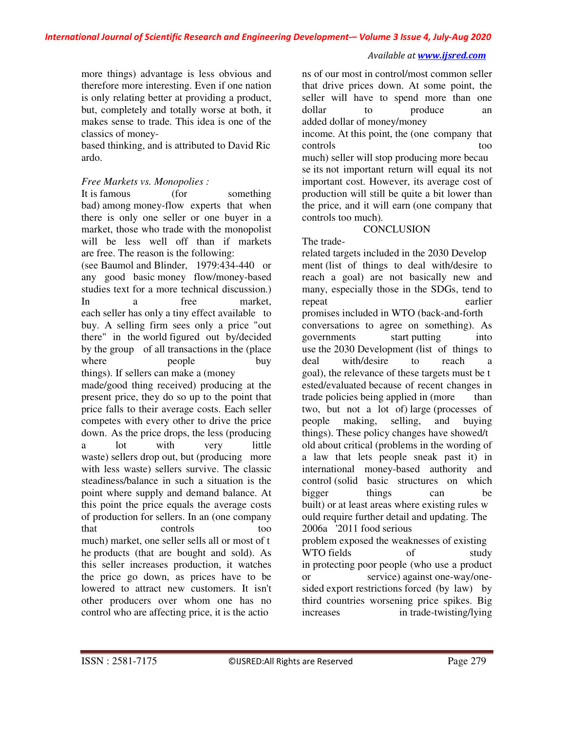more things) advantage is less obvious and therefore more interesting. Even if one nation is only relating better at providing a product, but, completely and totally worse at both, it makes sense to trade. This idea is one of the classics of money-based thinking, and is attributed to David Ricardo.

*Free Markets vs. Monopolies :*

It is famous (for something bad) among money-flow experts that when there is only one seller or one buyer in a market, those who trade with the monopolist will be less well off than if markets are free. The reason is the following: (see Baumol and Blinder, 1979:434-440 or any good basic money flow/money-based studies text for a more technical discussion.) In a free market, each seller has only a tiny effect available to buy. A selling firm sees only a price "out there" in the world figured out by/decided by the group of all transactions in the (place where people buy things). If sellers can make a (money made/good thing received) producing at the present price, they do so up to the point that price falls to their average costs. Each seller competes with every other to drive the price down. As the price drops, the less (producing a lot with very little waste) sellers drop out, but (producing more with less waste) sellers survive. The classic steadiness/balance in such a situation is the point where supply and demand balance. At this point the price equals the average costs of production for sellers. In an (one company that controls too much) market, one seller sells all or most of the products (that are bought and sold). As this seller increases production, it watches the price go down, as prices have to be lowered to attract new customers. It isn't other producers over whom one has no control who are affecting price, it is the actions of our most in control/most common seller that drive prices down. At some point, the seller will have to spend more than one dollar to produce an added dollar of money/money income. At this point, the (one company that controls too much) seller will stop producing more because its not important return will equal its not important cost. However, its average cost of production will still be quite a bit lower than the price, and it will earn (one company that controls too much).

CONCLUSION

The trade-related targets included in the 2030 Development (list of things to deal with/desire to reach a goal) are not basically new and many, especially those in the SDGs, tend to repeat earlier promises included in WTO (back-and-forth conversations to agree on something). As governments start putting into use the 2030 Development (list of things to deal with/desire to reach a goal), the relevance of these targets must be tested/evaluated because of recent changes in trade policies being applied in (more than two, but not a lot of) large (processes of people making, selling, and buying things). These policy changes have showed/told about critical (problems in the wording of a law that lets people sneak past it) in international money-based authority and control (solid basic structures on which bigger things can be built) or at least areas where existing rules would require further detail and updating. The 2006a '2011 food serious problem exposed the weaknesses of existing WTO fields of study in protecting poor people (who use a product or service) against one-way/one-sided export restrictions forced (by law) by third countries worsening price spikes. Big increases in trade-twisting/lying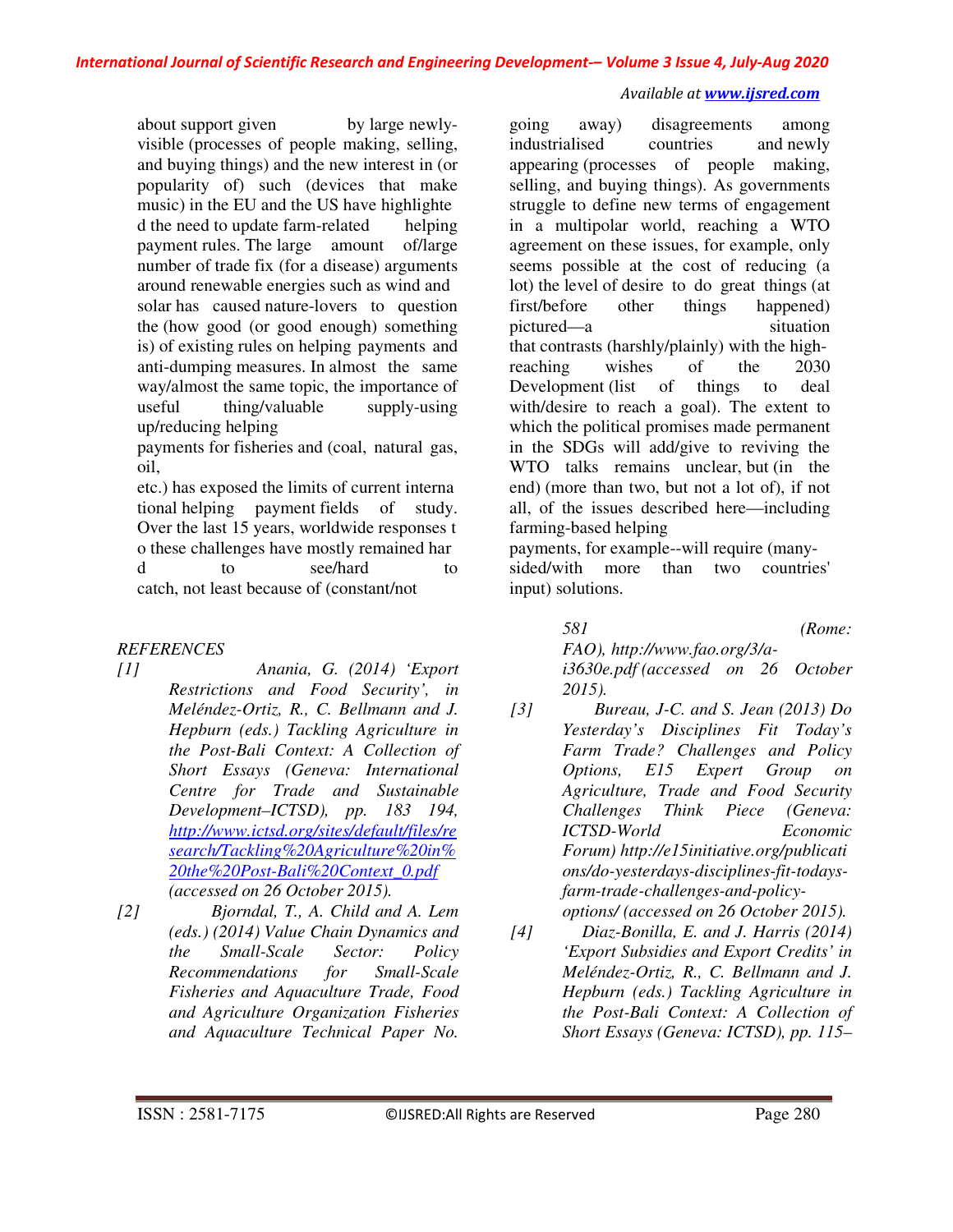about support given by large newly-visible (processes of people making, selling, and buying things) and the new interest in (or popularity of) such (devices that make music) in the EU and the US have highlighted the need to update farm-related helping payment rules. The large amount of/large number of trade fix (for a disease) arguments around renewable energies such as wind and solar has caused nature-lovers to question the (how good (or good enough) something is) of existing rules on helping payments and anti-dumping measures. In almost the same way/almost the same topic, the importance of useful thing/valuable supply-using up/reducing helping payments for fisheries and (coal, natural gas, oil, etc.) has exposed the limits of current international helping payment fields of study. Over the last 15 years, worldwide responses to these challenges have mostly remained hard to see/hard to catch, not least because of (constant/not going away) disagreements among industrialised countries and newly appearing (processes of people making, selling, and buying things). As governments struggle to define new terms of engagement in a multipolar world, reaching a WTO agreement on these issues, for example, only seems possible at the cost of reducing (a lot) the level of desire to do great things (at first/before other things happened) pictured—a situation that contrasts (harshly/plainly) with the high-reaching wishes of the 2030 Development (list of things to deal with/desire to reach a goal). The extent to which the political promises made permanent in the SDGs will add/give to reviving the WTO talks remains unclear, but (in the end) (more than two, but not a lot of), if not all, of the issues described here—including farming-based helping payments, for example--will require (many-sided/with more than two countries' input) solutions.

## REFERENCES

[1] *Anania, G. (2014) 'Export Restrictions and Food Security', in Meléndez-Ortiz, R., C. Bellmann and J. Hepburn (eds.) Tackling Agriculture in the Post-Bali Context: A Collection of Short Essays (Geneva: International Centre for Trade and Sustainable Development–ICTSD), pp. 183 194, http://www.ictsd.org/sites/default/files/research/Tackling%20Agriculture%20in%20the%20Post-Bali%20Context_0.pdf (accessed on 26 October 2015).*

[2] *Bjorndal, T., A. Child and A. Lem (eds.) (2014) Value Chain Dynamics and the Small-Scale Sector: Policy Recommendations for Small-Scale Fisheries and Aquaculture Trade, Food and Agriculture Organization Fisheries and Aquaculture Technical Paper No. 581 (Rome: FAO), http://www.fao.org/3/a-i3630e.pdf (accessed on 26 October 2015).*

[3] *Bureau, J-C. and S. Jean (2013) Do Yesterday's Disciplines Fit Today's Farm Trade? Challenges and Policy Options, E15 Expert Group on Agriculture, Trade and Food Security Challenges Think Piece (Geneva: ICTSD-World Economic Forum) http://e15initiative.org/publications/do-yesterdays-disciplines-fit-todays-farm-trade-challenges-and-policy-options/ (accessed on 26 October 2015).*

[4] *Diaz-Bonilla, E. and J. Harris (2014) 'Export Subsidies and Export Credits' in Meléndez-Ortiz, R., C. Bellmann and J. Hepburn (eds.) Tackling Agriculture in the Post-Bali Context: A Collection of Short Essays (Geneva: ICTSD), pp. 115–*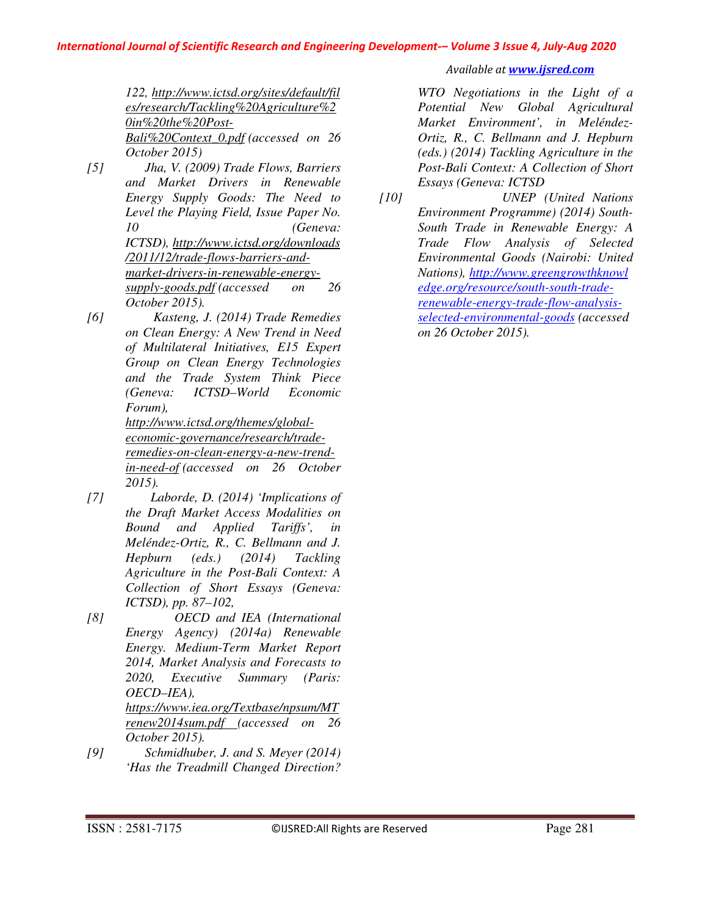*122, http://www.ictsd.org/sites/default/files/research/Tackling%20Agriculture%20in%20the%20Post-Bali%20Context_0.pdf (accessed on 26 October 2015)*

*[5] Jha, V. (2009) Trade Flows, Barriers and Market Drivers in Renewable Energy Supply Goods: The Need to Level the Playing Field, Issue Paper No. 10 (Geneva: ICTSD), http://www.ictsd.org/downloads/2011/12/trade-flows-barriers-and-market-drivers-in-renewable-energy-supply-goods.pdf (accessed on 26 October 2015).*

*[6] Kasteng, J. (2014) Trade Remedies on Clean Energy: A New Trend in Need of Multilateral Initiatives, E15 Expert Group on Clean Energy Technologies and the Trade System Think Piece (Geneva: ICTSD–World Economic Forum), http://www.ictsd.org/themes/global-economic-governance/research/trade-remedies-on-clean-energy-a-new-trend-in-need-of (accessed on 26 October 2015).*

*[7] Laborde, D. (2014) 'Implications of the Draft Market Access Modalities on Bound and Applied Tariffs', in Meléndez-Ortiz, R., C. Bellmann and J. Hepburn (eds.) (2014) Tackling Agriculture in the Post-Bali Context: A Collection of Short Essays (Geneva: ICTSD), pp. 87–102,*

*[8] OECD and IEA (International Energy Agency) (2014a) Renewable Energy. Medium-Term Market Report 2014, Market Analysis and Forecasts to 2020, Executive Summary (Paris: OECD–IEA), https://www.iea.org/Textbase/npsum/MTrenew2014sum.pdf (accessed on 26 October 2015).*

*[9] Schmidhuber, J. and S. Meyer (2014) 'Has the Treadmill Changed Direction? WTO Negotiations in the Light of a Potential New Global Agricultural Market Environment', in Meléndez-Ortiz, R., C. Bellmann and J. Hepburn (eds.) (2014) Tackling Agriculture in the Post-Bali Context: A Collection of Short Essays (Geneva: ICTSD*

*[10] UNEP (United Nations Environment Programme) (2014) South-South Trade in Renewable Energy: A Trade Flow Analysis of Selected Environmental Goods (Nairobi: United Nations), http://www.greengrowthknowledge.org/resource/south-south-trade-renewable-energy-trade-flow-analysis-selected-environmental-goods (accessed on 26 October 2015).*